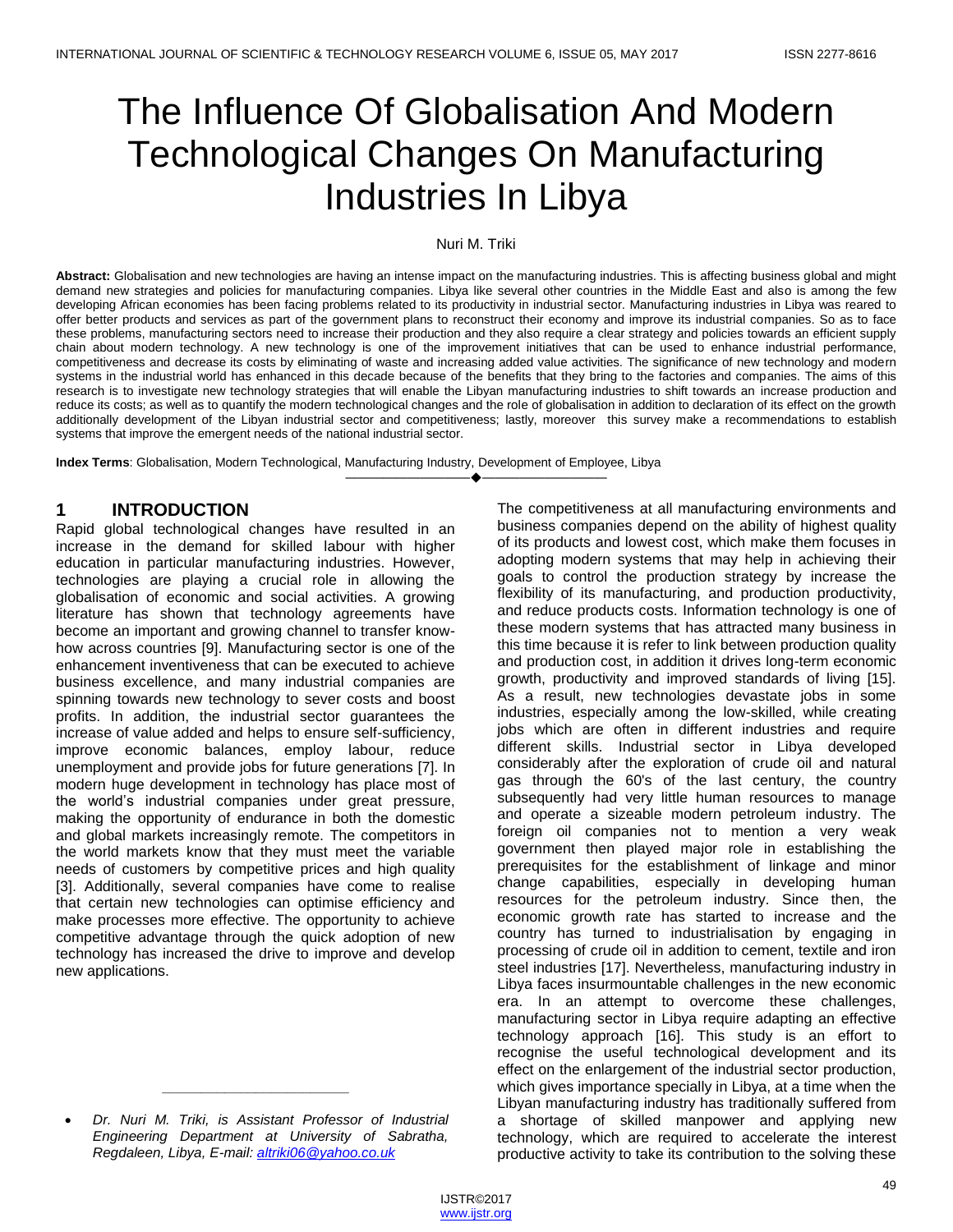# The Influence Of Globalisation And Modern Technological Changes On Manufacturing Industries In Libya

Nuri M. Triki

**Abstract:** Globalisation and new technologies are having an intense impact on the manufacturing industries. This is affecting business global and might demand new strategies and policies for manufacturing companies. Libya like several other countries in the Middle East and also is among the few developing African economies has been facing problems related to its productivity in industrial sector. Manufacturing industries in Libya was reared to offer better products and services as part of the government plans to reconstruct their economy and improve its industrial companies. So as to face these problems, manufacturing sectors need to increase their production and they also require a clear strategy and policies towards an efficient supply chain about modern technology. A new technology is one of the improvement initiatives that can be used to enhance industrial performance, competitiveness and decrease its costs by eliminating of waste and increasing added value activities. The significance of new technology and modern systems in the industrial world has enhanced in this decade because of the benefits that they bring to the factories and companies. The aims of this research is to investigate new technology strategies that will enable the Libyan manufacturing industries to shift towards an increase production and reduce its costs; as well as to quantify the modern technological changes and the role of globalisation in addition to declaration of its effect on the growth additionally development of the Libyan industrial sector and competitiveness; lastly, moreover this survey make a recommendations to establish systems that improve the emergent needs of the national industrial sector.

**Index Terms**: Globalisation, Modern Technological, Manufacturing Industry, Development of Employee, Libya

## 1 INTRODUCTION

Rapid global technological changes have resulted in an increase in the demand for skilled labour with higher education in particular manufacturing industries. However, technologies are playing a crucial role in allowing the globalisation of economic and social activities. A growing literature has shown that technology agreements have become an important and growing channel to transfer know-how across countries [9]. Manufacturing sector is one of the enhancement inventiveness that can be executed to achieve business excellence, and many industrial companies are spinning towards new technology to sever costs and boost profits. In addition, the industrial sector guarantees the increase of value added and helps to ensure self-sufficiency, improve economic balances, employ labour, reduce unemployment and provide jobs for future generations [7]. In modern huge development in technology has place most of the world's industrial companies under great pressure, making the opportunity of endurance in both the domestic and global markets increasingly remote. The competitors in the world markets know that they must meet the variable needs of customers by competitive prices and high quality [3]. Additionally, several companies have come to realise that certain new technologies can optimise efficiency and make processes more effective. The opportunity to achieve competitive advantage through the quick adoption of new technology has increased the drive to improve and develop new applications.

- *Dr. Nuri M. Triki, is Assistant Professor of Industrial Engineering Department at University of Sabratha, Regdaleen, Libya, E-mail: altriki06@yahoo.co.uk*

The competitiveness at all manufacturing environments and business companies depend on the ability of highest quality of its products and lowest cost, which make them focuses in adopting modern systems that may help in achieving their goals to control the production strategy by increase the flexibility of its manufacturing, and production productivity, and reduce products costs. Information technology is one of these modern systems that has attracted many business in this time because it is refer to link between production quality and production cost, in addition it drives long-term economic growth, productivity and improved standards of living [15]. As a result, new technologies devastate jobs in some industries, especially among the low-skilled, while creating jobs which are often in different industries and require different skills. Industrial sector in Libya developed considerably after the exploration of crude oil and natural gas through the 60's of the last century, the country subsequently had very little human resources to manage and operate a sizeable modern petroleum industry. The foreign oil companies not to mention a very weak government then played major role in establishing the prerequisites for the establishment of linkage and minor change capabilities, especially in developing human resources for the petroleum industry. Since then, the economic growth rate has started to increase and the country has turned to industrialisation by engaging in processing of crude oil in addition to cement, textile and iron steel industries [17]. Nevertheless, manufacturing industry in Libya faces insurmountable challenges in the new economic era. In an attempt to overcome these challenges, manufacturing sector in Libya require adapting an effective technology approach [16]. This study is an effort to recognise the useful technological development and its effect on the enlargement of the industrial sector production, which gives importance specially in Libya, at a time when the Libyan manufacturing industry has traditionally suffered from a shortage of skilled manpower and applying new technology, which are required to accelerate the interest productive activity to take its contribution to the solving these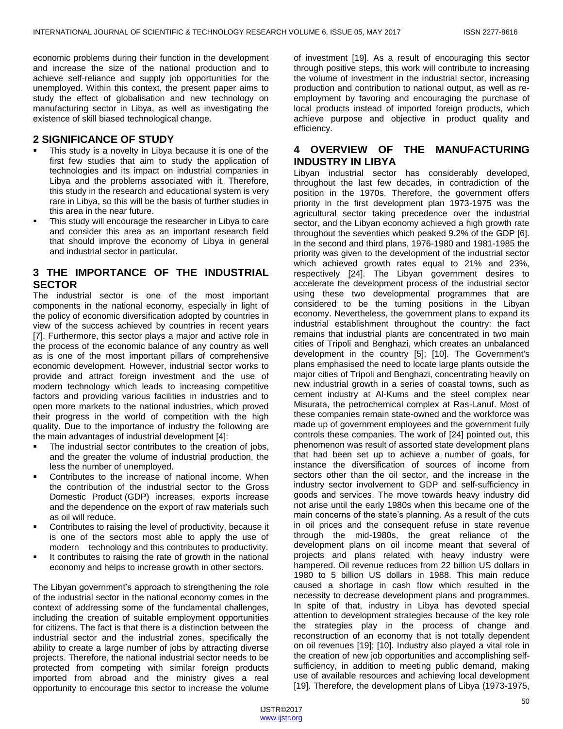economic problems during their function in the development and increase the size of the national production and to achieve self-reliance and supply job opportunities for the unemployed. Within this context, the present paper aims to study the effect of globalisation and new technology on manufacturing sector in Libya, as well as investigating the existence of skill biased technological change.

## 2 SIGNIFICANCE OF STUDY

- This study is a novelty in Libya because it is one of the first few studies that aim to study the application of technologies and its impact on industrial companies in Libya and the problems associated with it. Therefore, this study in the research and educational system is very rare in Libya, so this will be the basis of further studies in this area in the near future.
- This study will encourage the researcher in Libya to care and consider this area as an important research field that should improve the economy of Libya in general and industrial sector in particular.

## 3 THE IMPORTANCE OF THE INDUSTRIAL SECTOR

The industrial sector is one of the most important components in the national economy, especially in light of the policy of economic diversification adopted by countries in view of the success achieved by countries in recent years [7]. Furthermore, this sector plays a major and active role in the process of the economic balance of any country as well as is one of the most important pillars of comprehensive economic development. However, industrial sector works to provide and attract foreign investment and the use of modern technology which leads to increasing competitive factors and providing various facilities in industries and to open more markets to the national industries, which proved their progress in the world of competition with the high quality. Due to the importance of industry the following are the main advantages of industrial development [4]:

- The industrial sector contributes to the creation of jobs, and the greater the volume of industrial production, the less the number of unemployed.
- Contributes to the increase of national income. When the contribution of the industrial sector to the Gross Domestic Product (GDP) increases, exports increase and the dependence on the export of raw materials such as oil will reduce.
- Contributes to raising the level of productivity, because it is one of the sectors most able to apply the use of modern technology and this contributes to productivity.
- It contributes to raising the rate of growth in the national economy and helps to increase growth in other sectors.

The Libyan government's approach to strengthening the role of the industrial sector in the national economy comes in the context of addressing some of the fundamental challenges, including the creation of suitable employment opportunities for citizens. The fact is that there is a distinction between the industrial sector and the industrial zones, specifically the ability to create a large number of jobs by attracting diverse projects. Therefore, the national industrial sector needs to be protected from competing with similar foreign products imported from abroad and the ministry gives a real opportunity to encourage this sector to increase the volume of investment [19]. As a result of encouraging this sector through positive steps, this work will contribute to increasing the volume of investment in the industrial sector, increasing production and contribution to national output, as well as re-employment by favoring and encouraging the purchase of local products instead of imported foreign products, which achieve purpose and objective in product quality and efficiency.

## 4 OVERVIEW OF THE MANUFACTURING INDUSTRY IN LIBYA

Libyan industrial sector has considerably developed, throughout the last few decades, in contradiction of the position in the 1970s. Therefore, the government offers priority in the first development plan 1973-1975 was the agricultural sector taking precedence over the industrial sector, and the Libyan economy achieved a high growth rate throughout the seventies which peaked 9.2% of the GDP [6]. In the second and third plans, 1976-1980 and 1981-1985 the priority was given to the development of the industrial sector which achieved growth rates equal to 21% and 23%, respectively [24]. The Libyan government desires to accelerate the development process of the industrial sector using these two developmental programmes that are considered to be the turning positions in the Libyan economy. Nevertheless, the government plans to expand its industrial establishment throughout the country: the fact remains that industrial plants are concentrated in two main cities of Tripoli and Benghazi, which creates an unbalanced development in the country [5]; [10]. The Government's plans emphasised the need to locate large plants outside the major cities of Tripoli and Benghazi, concentrating heavily on new industrial growth in a series of coastal towns, such as cement industry at Al-Kums and the steel complex near Misurata, the petrochemical complex at Ras-Lanuf. Most of these companies remain state-owned and the workforce was made up of government employees and the government fully controls these companies. The work of [24] pointed out, this phenomenon was result of assorted state development plans that had been set up to achieve a number of goals, for instance the diversification of sources of income from sectors other than the oil sector, and the increase in the industry sector involvement to GDP and self-sufficiency in goods and services. The move towards heavy industry did not arise until the early 1980s when this became one of the main concerns of the state's planning. As a result of the cuts in oil prices and the consequent refuse in state revenue through the mid-1980s, the great reliance of the development plans on oil income meant that several of projects and plans related with heavy industry were hampered. Oil revenue reduces from 22 billion US dollars in 1980 to 5 billion US dollars in 1988. This main reduce caused a shortage in cash flow which resulted in the necessity to decrease development plans and programmes. In spite of that, industry in Libya has devoted special attention to development strategies because of the key role the strategies play in the process of change and reconstruction of an economy that is not totally dependent on oil revenues [19]; [10]. Industry also played a vital role in the creation of new job opportunities and accomplishing self-sufficiency, in addition to meeting public demand, making use of available resources and achieving local development [19]. Therefore, the development plans of Libya (1973-1975,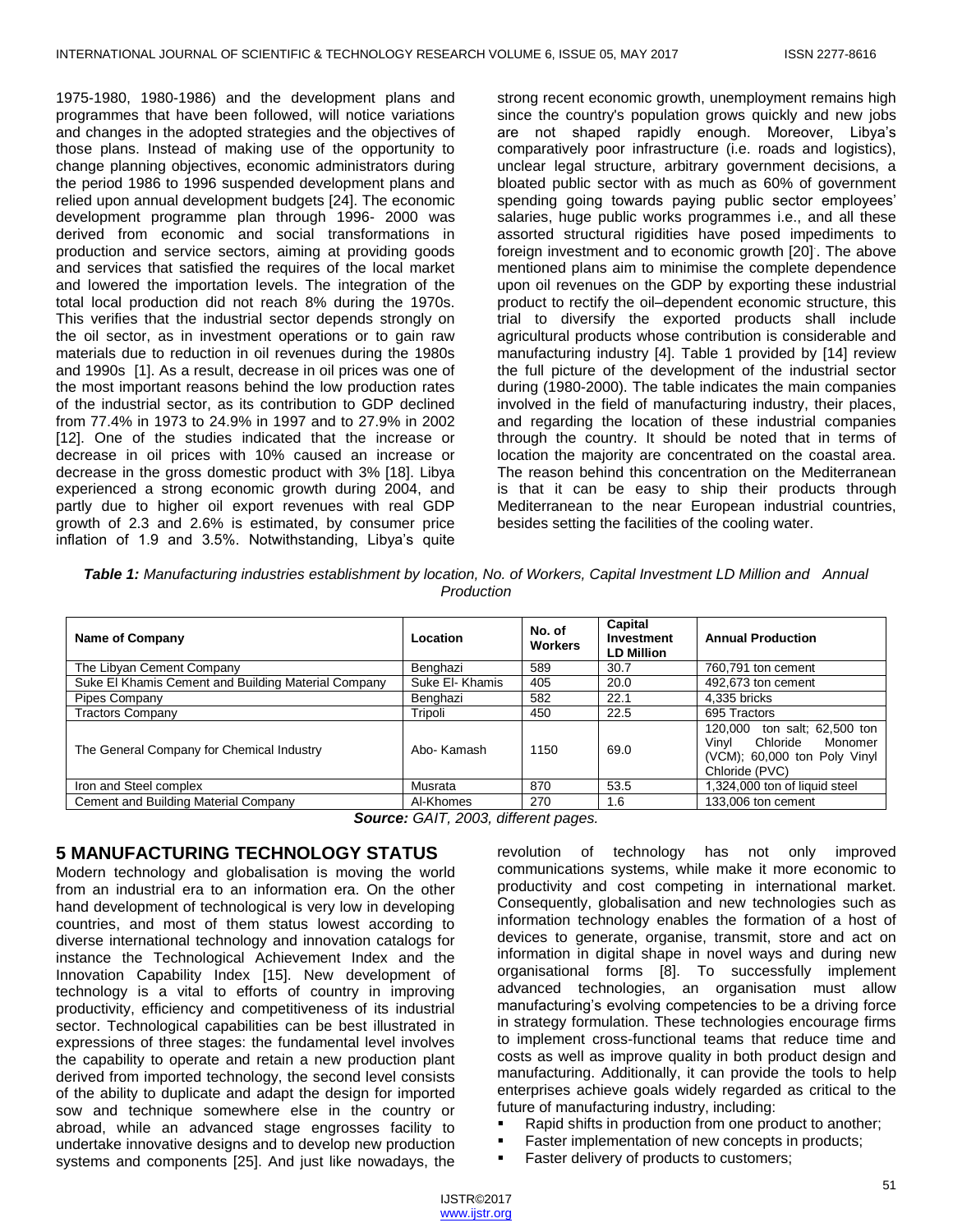1975-1980, 1980-1986) and the development plans and programmes that have been followed, will notice variations and changes in the adopted strategies and the objectives of those plans. Instead of making use of the opportunity to change planning objectives, economic administrators during the period 1986 to 1996 suspended development plans and relied upon annual development budgets [24]. The economic development programme plan through 1996- 2000 was derived from economic and social transformations in production and service sectors, aiming at providing goods and services that satisfied the requires of the local market and lowered the importation levels. The integration of the total local production did not reach 8% during the 1970s. This verifies that the industrial sector depends strongly on the oil sector, as in investment operations or to gain raw materials due to reduction in oil revenues during the 1980s and 1990s [1]. As a result, decrease in oil prices was one of the most important reasons behind the low production rates of the industrial sector, as its contribution to GDP declined from 77.4% in 1973 to 24.9% in 1997 and to 27.9% in 2002 [12]. One of the studies indicated that the increase or decrease in oil prices with 10% caused an increase or decrease in the gross domestic product with 3% [18]. Libya experienced a strong economic growth during 2004, and partly due to higher oil export revenues with real GDP growth of 2.3 and 2.6% is estimated, by consumer price inflation of 1.9 and 3.5%. Notwithstanding, Libya's quite strong recent economic growth, unemployment remains high since the country's population grows quickly and new jobs are not shaped rapidly enough. Moreover, Libya's comparatively poor infrastructure (i.e. roads and logistics), unclear legal structure, arbitrary government decisions, a bloated public sector with as much as 60% of government spending going towards paying public sector employees' salaries, huge public works programmes i.e., and all these assorted structural rigidities have posed impediments to foreign investment and to economic growth [20]. The above mentioned plans aim to minimise the complete dependence upon oil revenues on the GDP by exporting these industrial product to rectify the oil–dependent economic structure, this trial to diversify the exported products shall include agricultural products whose contribution is considerable and manufacturing industry [4]. Table 1 provided by [14] review the full picture of the development of the industrial sector during (1980-2000). The table indicates the main companies involved in the field of manufacturing industry, their places, and regarding the location of these industrial companies through the country. It should be noted that in terms of location the majority are concentrated on the coastal area. The reason behind this concentration on the Mediterranean is that it can be easy to ship their products through Mediterranean to the near European industrial countries, besides setting the facilities of the cooling water.

***Table 1:*** *Manufacturing industries establishment by location, No. of Workers, Capital Investment LD Million and Annual Production*

| Name of Company | Location | No. of Workers | Capital Investment LD Million | Annual Production |
|---|---|---|---|---|
| The Libyan Cement Company | Benghazi | 589 | 30.7 | 760,791 ton cement |
| Suke El Khamis Cement and Building Material Company | Suke El- Khamis | 405 | 20.0 | 492,673 ton cement |
| Pipes Company | Benghazi | 582 | 22.1 | 4,335 bricks |
| Tractors Company | Tripoli | 450 | 22.5 | 695 Tractors |
| The General Company for Chemical Industry | Abo- Kamash | 1150 | 69.0 | 120,000 ton salt; 62,500 ton Vinyl Chloride Monomer (VCM); 60,000 ton Poly Vinyl Chloride (PVC) |
| Iron and Steel complex | Musrata | 870 | 53.5 | 1,324,000 ton of liquid steel |
| Cement and Building Material Company | Al-Khomes | 270 | 1.6 | 133,006 ton cement |

***Source:*** *GAIT, 2003, different pages.*

## 5 MANUFACTURING TECHNOLOGY STATUS

Modern technology and globalisation is moving the world from an industrial era to an information era. On the other hand development of technological is very low in developing countries, and most of them status lowest according to diverse international technology and innovation catalogs for instance the Technological Achievement Index and the Innovation Capability Index [15]. New development of technology is a vital to efforts of country in improving productivity, efficiency and competitiveness of its industrial sector. Technological capabilities can be best illustrated in expressions of three stages: the fundamental level involves the capability to operate and retain a new production plant derived from imported technology, the second level consists of the ability to duplicate and adapt the design for imported sow and technique somewhere else in the country or abroad, while an advanced stage engrosses facility to undertake innovative designs and to develop new production systems and components [25]. And just like nowadays, the revolution of technology has not only improved communications systems, while make it more economic to productivity and cost competing in international market. Consequently, globalisation and new technologies such as information technology enables the formation of a host of devices to generate, organise, transmit, store and act on information in digital shape in novel ways and during new organisational forms [8]. To successfully implement advanced technologies, an organisation must allow manufacturing's evolving competencies to be a driving force in strategy formulation. These technologies encourage firms to implement cross-functional teams that reduce time and costs as well as improve quality in both product design and manufacturing. Additionally, it can provide the tools to help enterprises achieve goals widely regarded as critical to the future of manufacturing industry, including:

- Rapid shifts in production from one product to another;
- Faster implementation of new concepts in products;
- Faster delivery of products to customers;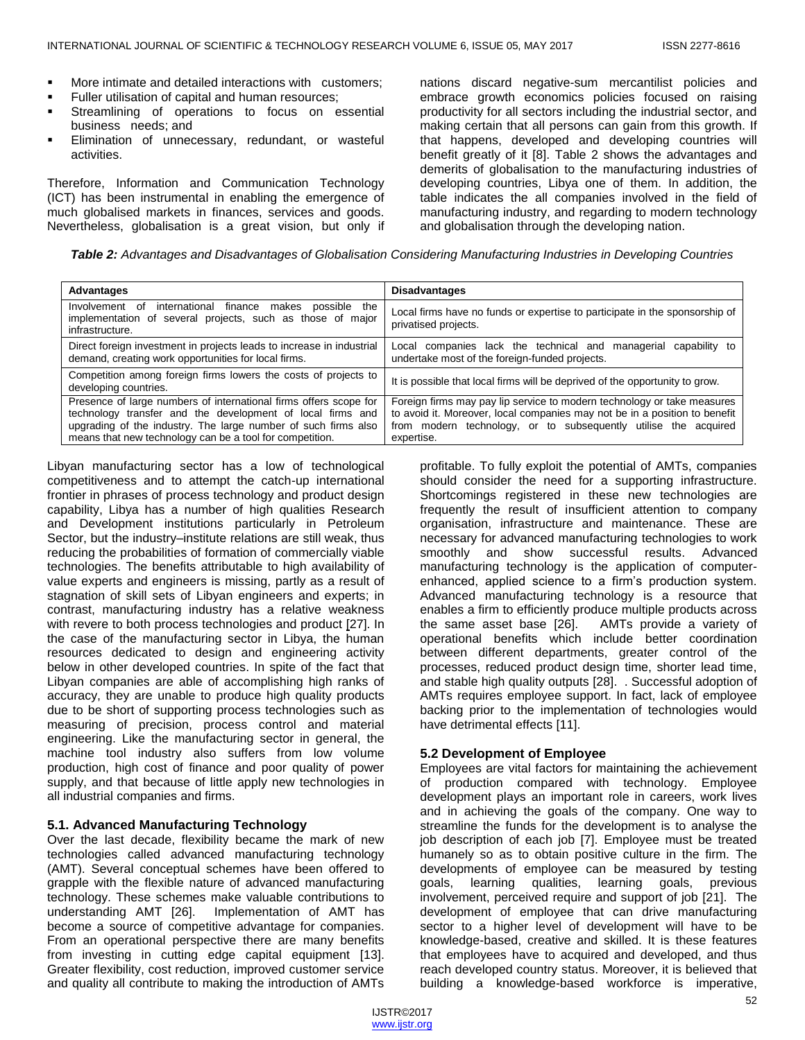- More intimate and detailed interactions with customers;
- Fuller utilisation of capital and human resources;
- Streamlining of operations to focus on essential business needs; and
- Elimination of unnecessary, redundant, or wasteful activities.

Therefore, Information and Communication Technology (ICT) has been instrumental in enabling the emergence of much globalised markets in finances, services and goods. Nevertheless, globalisation is a great vision, but only if nations discard negative-sum mercantilist policies and embrace growth economics policies focused on raising productivity for all sectors including the industrial sector, and making certain that all persons can gain from this growth. If that happens, developed and developing countries will benefit greatly of it [8]. Table 2 shows the advantages and demerits of globalisation to the manufacturing industries of developing countries, Libya one of them. In addition, the table indicates the all companies involved in the field of manufacturing industry, and regarding to modern technology and globalisation through the developing nation.

***Table 2:*** *Advantages and Disadvantages of Globalisation Considering Manufacturing Industries in Developing Countries*

| Advantages | Disadvantages |
| --- | --- |
| Involvement of international finance makes possible the implementation of several projects, such as those of major infrastructure. | Local firms have no funds or expertise to participate in the sponsorship of privatised projects. |
| Direct foreign investment in projects leads to increase in industrial demand, creating work opportunities for local firms. | Local companies lack the technical and managerial capability to undertake most of the foreign-funded projects. |
| Competition among foreign firms lowers the costs of projects to developing countries. | It is possible that local firms will be deprived of the opportunity to grow. |
| Presence of large numbers of international firms offers scope for technology transfer and the development of local firms and upgrading of the industry. The large number of such firms also means that new technology can be a tool for competition. | Foreign firms may pay lip service to modern technology or take measures to avoid it. Moreover, local companies may not be in a position to benefit from modern technology, or to subsequently utilise the acquired expertise. |

Libyan manufacturing sector has a low of technological competitiveness and to attempt the catch-up international frontier in phrases of process technology and product design capability, Libya has a number of high qualities Research and Development institutions particularly in Petroleum Sector, but the industry–institute relations are still weak, thus reducing the probabilities of formation of commercially viable technologies. The benefits attributable to high availability of value experts and engineers is missing, partly as a result of stagnation of skill sets of Libyan engineers and experts; in contrast, manufacturing industry has a relative weakness with revere to both process technologies and product [27]. In the case of the manufacturing sector in Libya, the human resources dedicated to design and engineering activity below in other developed countries. In spite of the fact that Libyan companies are able of accomplishing high ranks of accuracy, they are unable to produce high quality products due to be short of supporting process technologies such as measuring of precision, process control and material engineering. Like the manufacturing sector in general, the machine tool industry also suffers from low volume production, high cost of finance and poor quality of power supply, and that because of little apply new technologies in all industrial companies and firms.

### 5.1. Advanced Manufacturing Technology

Over the last decade, flexibility became the mark of new technologies called advanced manufacturing technology (AMT). Several conceptual schemes have been offered to grapple with the flexible nature of advanced manufacturing technology. These schemes make valuable contributions to understanding AMT [26]. Implementation of AMT has become a source of competitive advantage for companies. From an operational perspective there are many benefits from investing in cutting edge capital equipment [13]. Greater flexibility, cost reduction, improved customer service and quality all contribute to making the introduction of AMTs profitable. To fully exploit the potential of AMTs, companies should consider the need for a supporting infrastructure. Shortcomings registered in these new technologies are frequently the result of insufficient attention to company organisation, infrastructure and maintenance. These are necessary for advanced manufacturing technologies to work smoothly and show successful results. Advanced manufacturing technology is the application of computer-enhanced, applied science to a firm's production system. Advanced manufacturing technology is a resource that enables a firm to efficiently produce multiple products across the same asset base [26]. AMTs provide a variety of operational benefits which include better coordination between different departments, greater control of the processes, reduced product design time, shorter lead time, and stable high quality outputs [28]. . Successful adoption of AMTs requires employee support. In fact, lack of employee backing prior to the implementation of technologies would have detrimental effects [11].

### 5.2 Development of Employee

Employees are vital factors for maintaining the achievement of production compared with technology. Employee development plays an important role in careers, work lives and in achieving the goals of the company. One way to streamline the funds for the development is to analyse the job description of each job [7]. Employee must be treated humanely so as to obtain positive culture in the firm. The developments of employee can be measured by testing goals, learning qualities, learning goals, previous involvement, perceived require and support of job [21]. The development of employee that can drive manufacturing sector to a higher level of development will have to be knowledge-based, creative and skilled. It is these features that employees have to acquired and developed, and thus reach developed country status. Moreover, it is believed that building a knowledge-based workforce is imperative,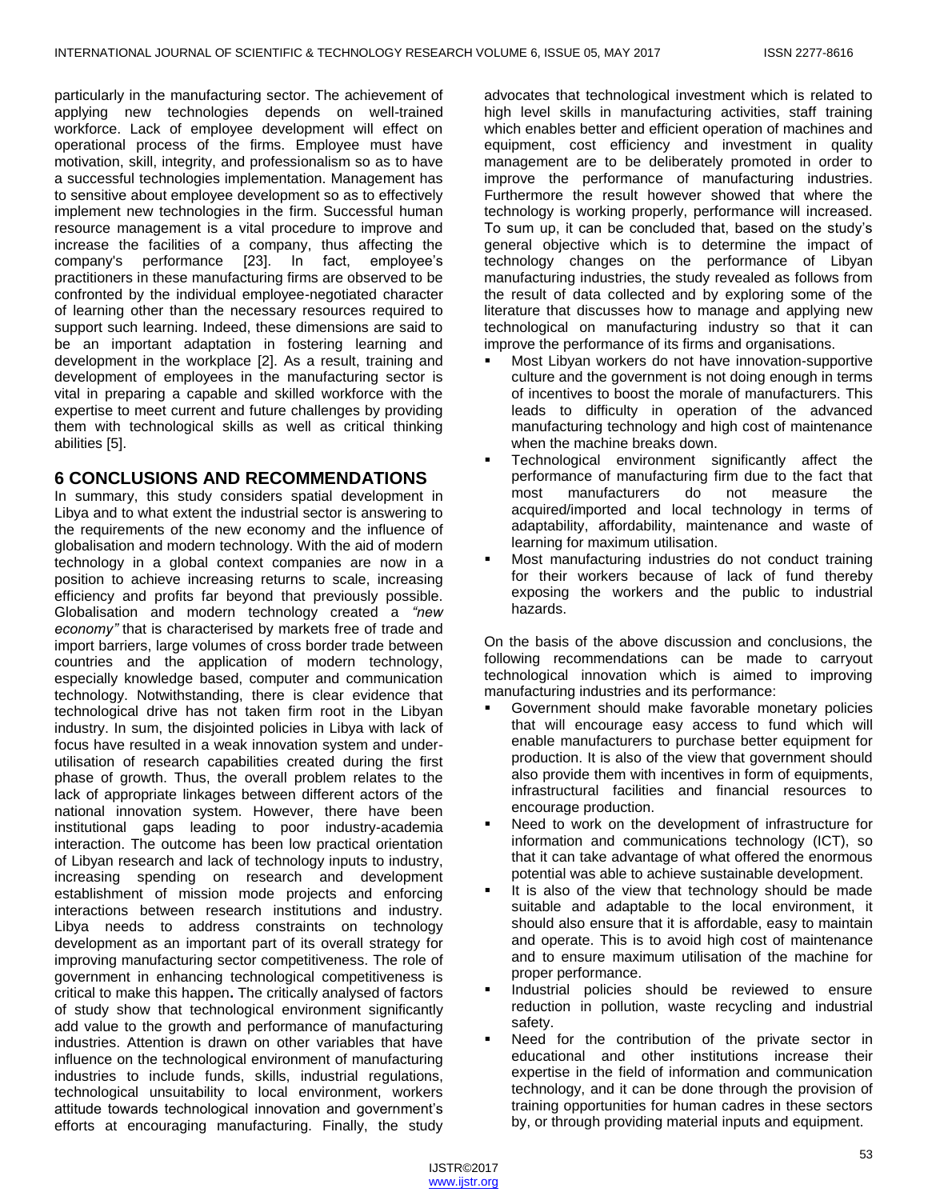particularly in the manufacturing sector. The achievement of applying new technologies depends on well-trained workforce. Lack of employee development will effect on operational process of the firms. Employee must have motivation, skill, integrity, and professionalism so as to have a successful technologies implementation. Management has to sensitive about employee development so as to effectively implement new technologies in the firm. Successful human resource management is a vital procedure to improve and increase the facilities of a company, thus affecting the company's performance [23]. In fact, employee's practitioners in these manufacturing firms are observed to be confronted by the individual employee-negotiated character of learning other than the necessary resources required to support such learning. Indeed, these dimensions are said to be an important adaptation in fostering learning and development in the workplace [2]. As a result, training and development of employees in the manufacturing sector is vital in preparing a capable and skilled workforce with the expertise to meet current and future challenges by providing them with technological skills as well as critical thinking abilities [5].

## 6 CONCLUSIONS AND RECOMMENDATIONS

In summary, this study considers spatial development in Libya and to what extent the industrial sector is answering to the requirements of the new economy and the influence of globalisation and modern technology. With the aid of modern technology in a global context companies are now in a position to achieve increasing returns to scale, increasing efficiency and profits far beyond that previously possible. Globalisation and modern technology created a *"new economy"* that is characterised by markets free of trade and import barriers, large volumes of cross border trade between countries and the application of modern technology, especially knowledge based, computer and communication technology. Notwithstanding, there is clear evidence that technological drive has not taken firm root in the Libyan industry. In sum, the disjointed policies in Libya with lack of focus have resulted in a weak innovation system and under-utilisation of research capabilities created during the first phase of growth. Thus, the overall problem relates to the lack of appropriate linkages between different actors of the national innovation system. However, there have been institutional gaps leading to poor industry-academia interaction. The outcome has been low practical orientation of Libyan research and lack of technology inputs to industry, increasing spending on research and development establishment of mission mode projects and enforcing interactions between research institutions and industry. Libya needs to address constraints on technology development as an important part of its overall strategy for improving manufacturing sector competitiveness. The role of government in enhancing technological competitiveness is critical to make this happen. The critically analysed of factors of study show that technological environment significantly add value to the growth and performance of manufacturing industries. Attention is drawn on other variables that have influence on the technological environment of manufacturing industries to include funds, skills, industrial regulations, technological unsuitability to local environment, workers attitude towards technological innovation and government's efforts at encouraging manufacturing. Finally, the study advocates that technological investment which is related to high level skills in manufacturing activities, staff training which enables better and efficient operation of machines and equipment, cost efficiency and investment in quality management are to be deliberately promoted in order to improve the performance of manufacturing industries. Furthermore the result however showed that where the technology is working properly, performance will increased. To sum up, it can be concluded that, based on the study's general objective which is to determine the impact of technology changes on the performance of Libyan manufacturing industries, the study revealed as follows from the result of data collected and by exploring some of the literature that discusses how to manage and applying new technological on manufacturing industry so that it can improve the performance of its firms and organisations.

- Most Libyan workers do not have innovation-supportive culture and the government is not doing enough in terms of incentives to boost the morale of manufacturers. This leads to difficulty in operation of the advanced manufacturing technology and high cost of maintenance when the machine breaks down.
- Technological environment significantly affect the performance of manufacturing firm due to the fact that most manufacturers do not measure the acquired/imported and local technology in terms of adaptability, affordability, maintenance and waste of learning for maximum utilisation.
- Most manufacturing industries do not conduct training for their workers because of lack of fund thereby exposing the workers and the public to industrial hazards.

On the basis of the above discussion and conclusions, the following recommendations can be made to carryout technological innovation which is aimed to improving manufacturing industries and its performance:

- Government should make favorable monetary policies that will encourage easy access to fund which will enable manufacturers to purchase better equipment for production. It is also of the view that government should also provide them with incentives in form of equipments, infrastructural facilities and financial resources to encourage production.
- Need to work on the development of infrastructure for information and communications technology (ICT), so that it can take advantage of what offered the enormous potential was able to achieve sustainable development.
- It is also of the view that technology should be made suitable and adaptable to the local environment, it should also ensure that it is affordable, easy to maintain and operate. This is to avoid high cost of maintenance and to ensure maximum utilisation of the machine for proper performance.
- Industrial policies should be reviewed to ensure reduction in pollution, waste recycling and industrial safety.
- Need for the contribution of the private sector in educational and other institutions increase their expertise in the field of information and communication technology, and it can be done through the provision of training opportunities for human cadres in these sectors by, or through providing material inputs and equipment.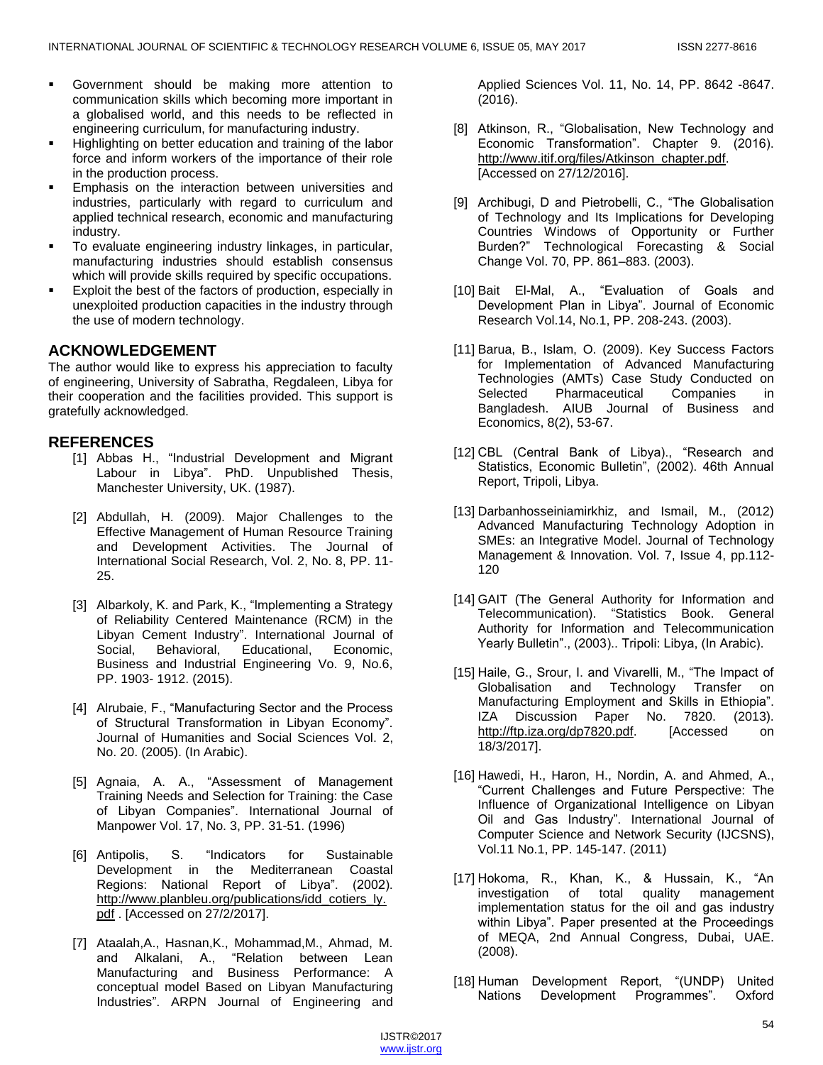- Government should be making more attention to communication skills which becoming more important in a globalised world, and this needs to be reflected in engineering curriculum, for manufacturing industry.
- Highlighting on better education and training of the labor force and inform workers of the importance of their role in the production process.
- Emphasis on the interaction between universities and industries, particularly with regard to curriculum and applied technical research, economic and manufacturing industry.
- To evaluate engineering industry linkages, in particular, manufacturing industries should establish consensus which will provide skills required by specific occupations.
- Exploit the best of the factors of production, especially in unexploited production capacities in the industry through the use of modern technology.

## ACKNOWLEDGEMENT

The author would like to express his appreciation to faculty of engineering, University of Sabratha, Regdaleen, Libya for their cooperation and the facilities provided. This support is gratefully acknowledged.

## REFERENCES

[1] Abbas H., "Industrial Development and Migrant Labour in Libya". PhD. Unpublished Thesis, Manchester University, UK. (1987).

[2] Abdullah, H. (2009). Major Challenges to the Effective Management of Human Resource Training and Development Activities. The Journal of International Social Research, Vol. 2, No. 8, PP. 11-25.

[3] Albarkoly, K. and Park, K., "Implementing a Strategy of Reliability Centered Maintenance (RCM) in the Libyan Cement Industry". International Journal of Social, Behavioral, Educational, Economic, Business and Industrial Engineering Vo. 9, No.6, PP. 1903- 1912. (2015).

[4] Alrubaie, F., "Manufacturing Sector and the Process of Structural Transformation in Libyan Economy". Journal of Humanities and Social Sciences Vol. 2, No. 20. (2005). (In Arabic).

[5] Agnaia, A. A., "Assessment of Management Training Needs and Selection for Training: the Case of Libyan Companies". International Journal of Manpower Vol. 17, No. 3, PP. 31-51. (1996)

[6] Antipolis, S. "Indicators for Sustainable Development in the Mediterranean Coastal Regions: National Report of Libya". (2002). http://www.planbleu.org/publications/idd_cotiers_ly.pdf . [Accessed on 27/2/2017].

[7] Ataalah,A., Hasnan,K., Mohammad,M., Ahmad, M. and Alkalani, A., "Relation between Lean Manufacturing and Business Performance: A conceptual model Based on Libyan Manufacturing Industries". ARPN Journal of Engineering and Applied Sciences Vol. 11, No. 14, PP. 8642 -8647. (2016).

[8] Atkinson, R., "Globalisation, New Technology and Economic Transformation". Chapter 9. (2016). http://www.itif.org/files/Atkinson_chapter.pdf. [Accessed on 27/12/2016].

[9] Archibugi, D and Pietrobelli, C., "The Globalisation of Technology and Its Implications for Developing Countries Windows of Opportunity or Further Burden?" Technological Forecasting & Social Change Vol. 70, PP. 861–883. (2003).

[10] Bait El-Mal, A., "Evaluation of Goals and Development Plan in Libya". Journal of Economic Research Vol.14, No.1, PP. 208-243. (2003).

[11] Barua, B., Islam, O. (2009). Key Success Factors for Implementation of Advanced Manufacturing Technologies (AMTs) Case Study Conducted on Selected Pharmaceutical Companies in Bangladesh. AIUB Journal of Business and Economics, 8(2), 53-67.

[12] CBL (Central Bank of Libya)., "Research and Statistics, Economic Bulletin", (2002). 46th Annual Report, Tripoli, Libya.

[13] Darbanhosseiniamirkhiz, and Ismail, M., (2012) Advanced Manufacturing Technology Adoption in SMEs: an Integrative Model. Journal of Technology Management & Innovation. Vol. 7, Issue 4, pp.112-120

[14] GAIT (The General Authority for Information and Telecommunication). "Statistics Book. General Authority for Information and Telecommunication Yearly Bulletin"., (2003).. Tripoli: Libya, (In Arabic).

[15] Haile, G., Srour, I. and Vivarelli, M., "The Impact of Globalisation and Technology Transfer on Manufacturing Employment and Skills in Ethiopia". IZA Discussion Paper No. 7820. (2013). http://ftp.iza.org/dp7820.pdf. [Accessed on 18/3/2017].

[16] Hawedi, H., Haron, H., Nordin, A. and Ahmed, A., "Current Challenges and Future Perspective: The Influence of Organizational Intelligence on Libyan Oil and Gas Industry". International Journal of Computer Science and Network Security (IJCSNS), Vol.11 No.1, PP. 145-147. (2011)

[17] Hokoma, R., Khan, K., & Hussain, K., "An investigation of total quality management implementation status for the oil and gas industry within Libya". Paper presented at the Proceedings of MEQA, 2nd Annual Congress, Dubai, UAE. (2008).

[18] Human Development Report, "(UNDP) United Nations Development Programmes". Oxford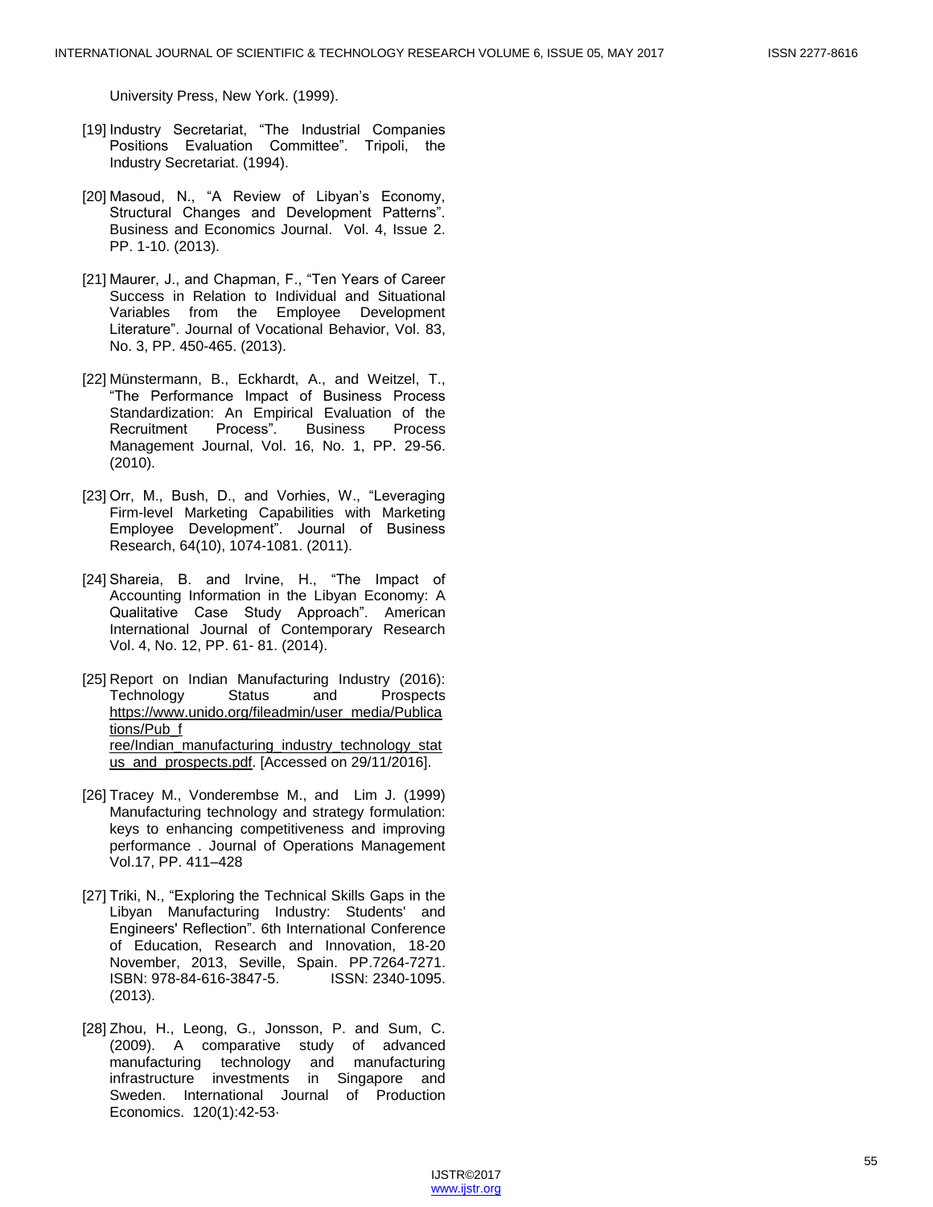University Press, New York. (1999).

[19] Industry Secretariat, “The Industrial Companies Positions Evaluation Committee”. Tripoli, the Industry Secretariat. (1994).

[20] Masoud, N., “A Review of Libyan’s Economy, Structural Changes and Development Patterns”. Business and Economics Journal. Vol. 4, Issue 2. PP. 1-10. (2013).

[21] Maurer, J., and Chapman, F., “Ten Years of Career Success in Relation to Individual and Situational Variables from the Employee Development Literature”. Journal of Vocational Behavior, Vol. 83, No. 3, PP. 450-465. (2013).

[22] Münstermann, B., Eckhardt, A., and Weitzel, T., “The Performance Impact of Business Process Standardization: An Empirical Evaluation of the Recruitment Process”. Business Process Management Journal, Vol. 16, No. 1, PP. 29-56. (2010).

[23] Orr, M., Bush, D., and Vorhies, W., “Leveraging Firm-level Marketing Capabilities with Marketing Employee Development”. Journal of Business Research, 64(10), 1074-1081. (2011).

[24] Shareia, B. and Irvine, H., “The Impact of Accounting Information in the Libyan Economy: A Qualitative Case Study Approach”. American International Journal of Contemporary Research Vol. 4, No. 12, PP. 61- 81. (2014).

[25] Report on Indian Manufacturing Industry (2016): Technology Status and Prospects https://www.unido.org/fileadmin/user_media/Publications/Pub_free/Indian_manufacturing_industry_technology_status_and_prospects.pdf. [Accessed on 29/11/2016].

[26] Tracey M., Vonderembse M., and Lim J. (1999) Manufacturing technology and strategy formulation: keys to enhancing competitiveness and improving performance . Journal of Operations Management Vol.17, PP. 411–428

[27] Triki, N., “Exploring the Technical Skills Gaps in the Libyan Manufacturing Industry: Students' and Engineers' Reflection”. 6th International Conference of Education, Research and Innovation, 18-20 November, 2013, Seville, Spain. PP.7264-7271. ISBN: 978-84-616-3847-5. ISSN: 2340-1095. (2013).

[28] Zhou, H., Leong, G., Jonsson, P. and Sum, C. (2009). A comparative study of advanced manufacturing technology and manufacturing infrastructure investments in Singapore and Sweden. International Journal of Production Economics. 120(1):42-53·